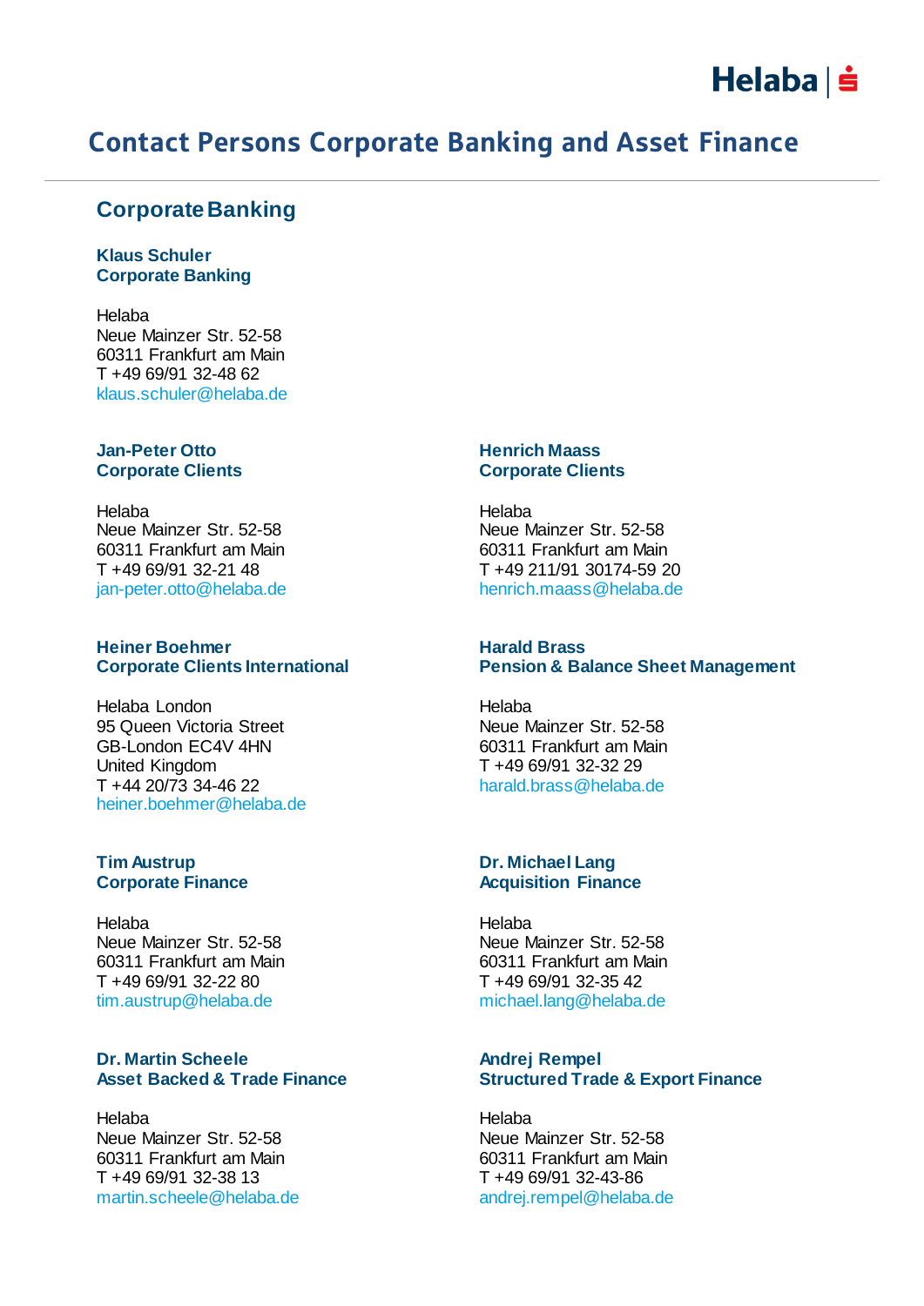# Contact Persons Corporate Banking and Asset Finance

## Corporate Banking

**Klaus Schuler**
**Corporate Banking**

Helaba
Neue Mainzer Str. 52-58
60311 Frankfurt am Main
T +49 69/91 32-48 62
klaus.schuler@helaba.de

**Jan-Peter Otto**
**Corporate Clients**

Helaba
Neue Mainzer Str. 52-58
60311 Frankfurt am Main
T +49 69/91 32-21 48
jan-peter.otto@helaba.de

**Henrich Maass**
**Corporate Clients**

Helaba
Neue Mainzer Str. 52-58
60311 Frankfurt am Main
T +49 211/91 30174-59 20
henrich.maass@helaba.de

**Heiner Boehmer**
**Corporate Clients International**

Helaba London
95 Queen Victoria Street
GB-London EC4V 4HN
United Kingdom
T +44 20/73 34-46 22
heiner.boehmer@helaba.de

**Harald Brass**
**Pension & Balance Sheet Management**

Helaba
Neue Mainzer Str. 52-58
60311 Frankfurt am Main
T +49 69/91 32-32 29
harald.brass@helaba.de

**Tim Austrup**
**Corporate Finance**

Helaba
Neue Mainzer Str. 52-58
60311 Frankfurt am Main
T +49 69/91 32-22 80
tim.austrup@helaba.de

**Dr. Michael Lang**
**Acquisition Finance**

Helaba
Neue Mainzer Str. 52-58
60311 Frankfurt am Main
T +49 69/91 32-35 42
michael.lang@helaba.de

**Dr. Martin Scheele**
**Asset Backed & Trade Finance**

Helaba
Neue Mainzer Str. 52-58
60311 Frankfurt am Main
T +49 69/91 32-38 13
martin.scheele@helaba.de

**Andrej Rempel**
**Structured Trade & Export Finance**

Helaba
Neue Mainzer Str. 52-58
60311 Frankfurt am Main
T +49 69/91 32-43-86
andrej.rempel@helaba.de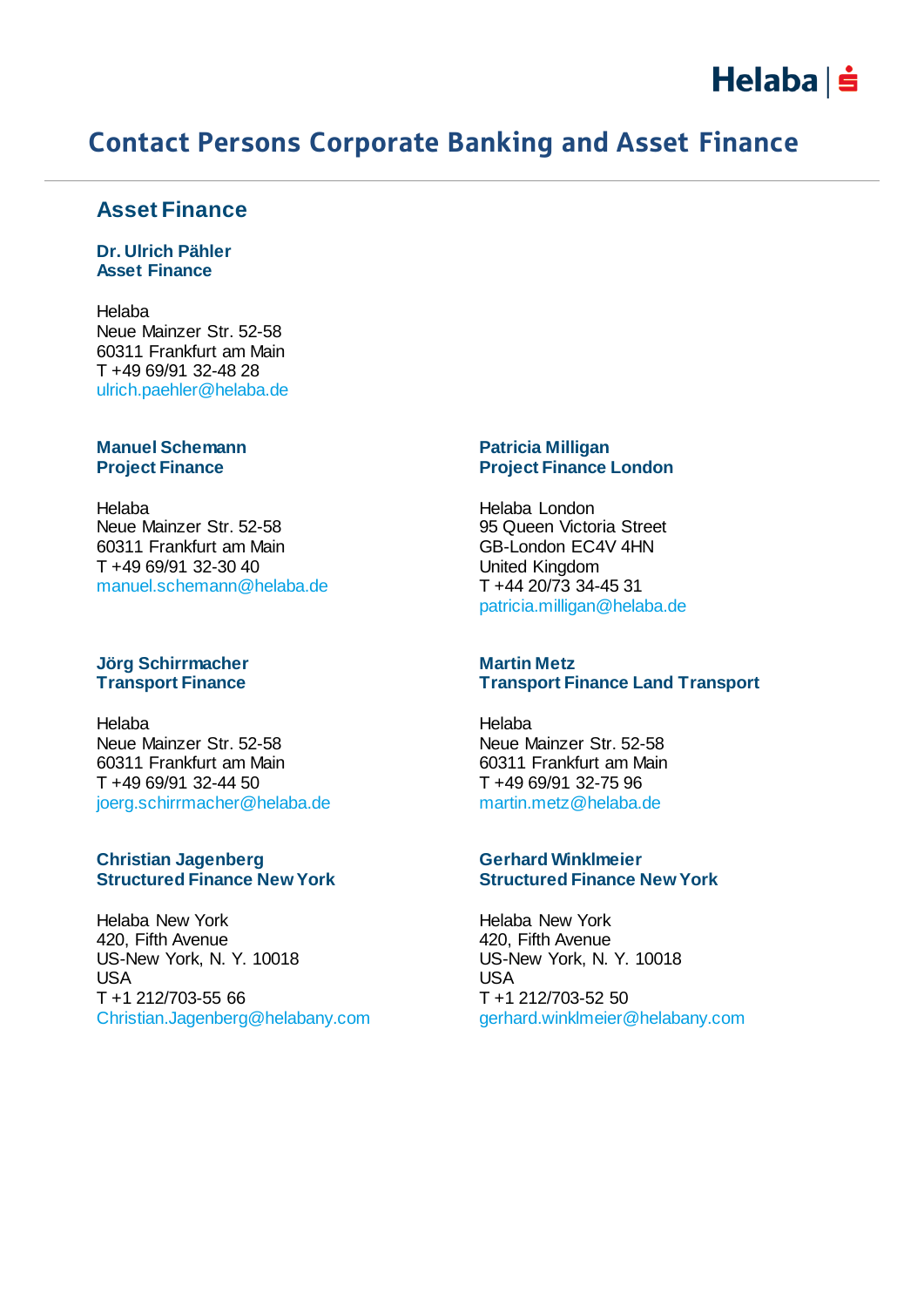# Contact Persons Corporate Banking and Asset Finance

## Asset Finance

**Dr. Ulrich Pähler**
**Asset Finance**

Helaba
Neue Mainzer Str. 52-58
60311 Frankfurt am Main
T +49 69/91 32-48 28
ulrich.paehler@helaba.de

**Manuel Schemann**
**Project Finance**

Helaba
Neue Mainzer Str. 52-58
60311 Frankfurt am Main
T +49 69/91 32-30 40
manuel.schemann@helaba.de

**Patricia Milligan**
**Project Finance London**

Helaba London
95 Queen Victoria Street
GB-London EC4V 4HN
United Kingdom
T +44 20/73 34-45 31
patricia.milligan@helaba.de

**Jörg Schirrmacher**
**Transport Finance**

Helaba
Neue Mainzer Str. 52-58
60311 Frankfurt am Main
T +49 69/91 32-44 50
joerg.schirrmacher@helaba.de

**Martin Metz**
**Transport Finance Land Transport**

Helaba
Neue Mainzer Str. 52-58
60311 Frankfurt am Main
T +49 69/91 32-75 96
martin.metz@helaba.de

**Christian Jagenberg**
**Structured Finance New York**

Helaba New York
420, Fifth Avenue
US-New York, N. Y. 10018
USA
T +1 212/703-55 66
Christian.Jagenberg@helabany.com

**Gerhard Winklmeier**
**Structured Finance New York**

Helaba New York
420, Fifth Avenue
US-New York, N. Y. 10018
USA
T +1 212/703-52 50
gerhard.winklmeier@helabany.com